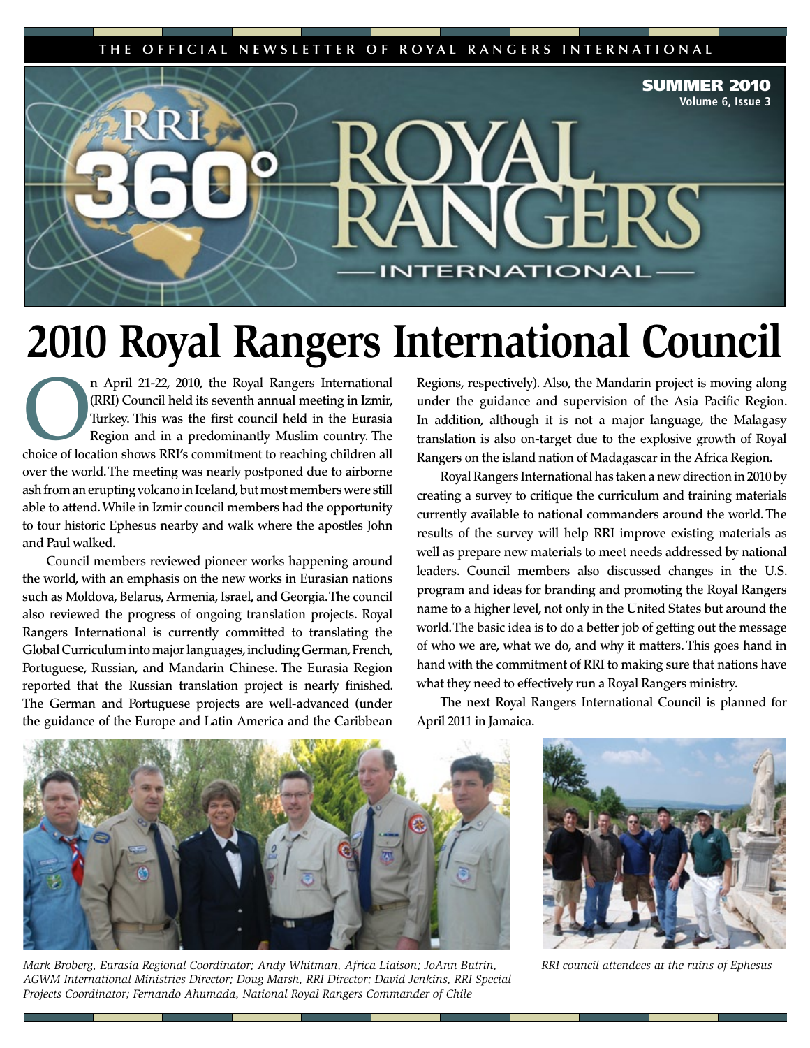THE OFFICIAL NEWSLETTER OF ROYAL RANGERS INTERNATIONAL

**SUMMER 2010**
Volume 6, Issue 3

RRI 360° ROYAL RANGERS INTERNATIONAL

# 2010 Royal Rangers International Council

On April 21-22, 2010, the Royal Rangers International (RRI) Council held its seventh annual meeting in Izmir, Turkey. This was the first council held in the Eurasia Region and in a predominantly Muslim country. The choice of location shows RRI's commitment to reaching children all over the world. The meeting was nearly postponed due to airborne ash from an erupting volcano in Iceland, but most members were still able to attend. While in Izmir council members had the opportunity to tour historic Ephesus nearby and walk where the apostles John and Paul walked.

Council members reviewed pioneer works happening around the world, with an emphasis on the new works in Eurasian nations such as Moldova, Belarus, Armenia, Israel, and Georgia. The council also reviewed the progress of ongoing translation projects. Royal Rangers International is currently committed to translating the Global Curriculum into major languages, including German, French, Portuguese, Russian, and Mandarin Chinese. The Eurasia Region reported that the Russian translation project is nearly finished. The German and Portuguese projects are well-advanced (under the guidance of the Europe and Latin America and the Caribbean Regions, respectively). Also, the Mandarin project is moving along under the guidance and supervision of the Asia Pacific Region. In addition, although it is not a major language, the Malagasy translation is also on-target due to the explosive growth of Royal Rangers on the island nation of Madagascar in the Africa Region.

Royal Rangers International has taken a new direction in 2010 by creating a survey to critique the curriculum and training materials currently available to national commanders around the world. The results of the survey will help RRI improve existing materials as well as prepare new materials to meet needs addressed by national leaders. Council members also discussed changes in the U.S. program and ideas for branding and promoting the Royal Rangers name to a higher level, not only in the United States but around the world. The basic idea is to do a better job of getting out the message of who we are, what we do, and why it matters. This goes hand in hand with the commitment of RRI to making sure that nations have what they need to effectively run a Royal Rangers ministry.

The next Royal Rangers International Council is planned for April 2011 in Jamaica.

*Mark Broberg, Eurasia Regional Coordinator; Andy Whitman, Africa Liaison; JoAnn Butrin, AGWM International Ministries Director; Doug Marsh, RRI Director; David Jenkins, RRI Special Projects Coordinator; Fernando Ahumada, National Royal Rangers Commander of Chile*

*RRI council attendees at the ruins of Ephesus*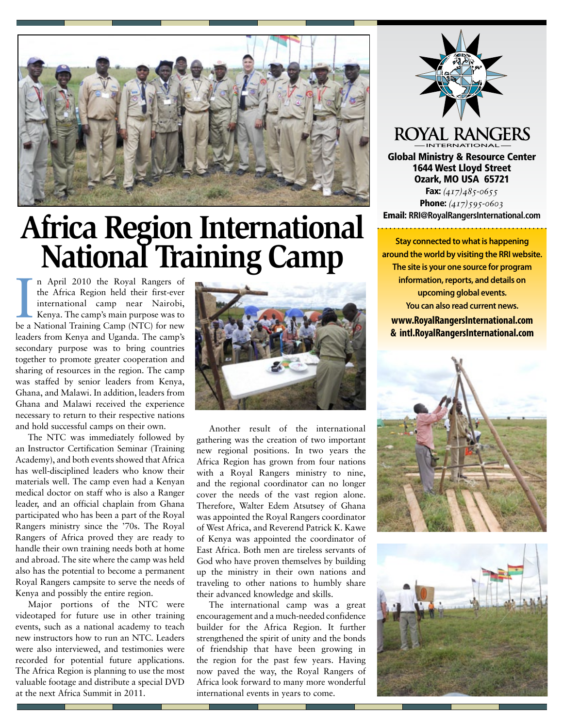# Africa Region International National Training Camp

In April 2010 the Royal Rangers of the Africa Region held their first-ever international camp near Nairobi, Kenya. The camp's main purpose was to be a National Training Camp (NTC) for new leaders from Kenya and Uganda. The camp's secondary purpose was to bring countries together to promote greater cooperation and sharing of resources in the region. The camp was staffed by senior leaders from Kenya, Ghana, and Malawi. In addition, leaders from Ghana and Malawi received the experience necessary to return to their respective nations and hold successful camps on their own.

The NTC was immediately followed by an Instructor Certification Seminar (Training Academy), and both events showed that Africa has well-disciplined leaders who know their materials well. The camp even had a Kenyan medical doctor on staff who is also a Ranger leader, and an official chaplain from Ghana participated who has been a part of the Royal Rangers ministry since the '70s. The Royal Rangers of Africa proved they are ready to handle their own training needs both at home and abroad. The site where the camp was held also has the potential to become a permanent Royal Rangers campsite to serve the needs of Kenya and possibly the entire region.

Major portions of the NTC were videotaped for future use in other training events, such as a national academy to teach new instructors how to run an NTC. Leaders were also interviewed, and testimonies were recorded for potential future applications. The Africa Region is planning to use the most valuable footage and distribute a special DVD at the next Africa Summit in 2011.

Another result of the international gathering was the creation of two important new regional positions. In two years the Africa Region has grown from four nations with a Royal Rangers ministry to nine, and the regional coordinator can no longer cover the needs of the vast region alone. Therefore, Walter Edem Atsutsey of Ghana was appointed the Royal Rangers coordinator of West Africa, and Reverend Patrick K. Kawe of Kenya was appointed the coordinator of East Africa. Both men are tireless servants of God who have proven themselves by building up the ministry in their own nations and traveling to other nations to humbly share their advanced knowledge and skills.

The international camp was a great encouragement and a much-needed confidence builder for the Africa Region. It further strengthened the spirit of unity and the bonds of friendship that have been growing in the region for the past few years. Having now paved the way, the Royal Rangers of Africa look forward to many more wonderful international events in years to come.

ROYAL RANGERS
— INTERNATIONAL —

**Global Ministry & Resource Center**
**1644 West Lloyd Street**
**Ozark, MO USA 65721**
**Fax:** *(417)485-0655*
**Phone:** *(417)595-0603*
**Email: RRI@RoyalRangersInternational.com**

**Stay connected to what is happening around the world by visiting the RRI website. The site is your one source for program information, reports, and details on upcoming global events. You can also read current news.**

**www.RoyalRangersInternational.com & intl.RoyalRangersInternational.com**